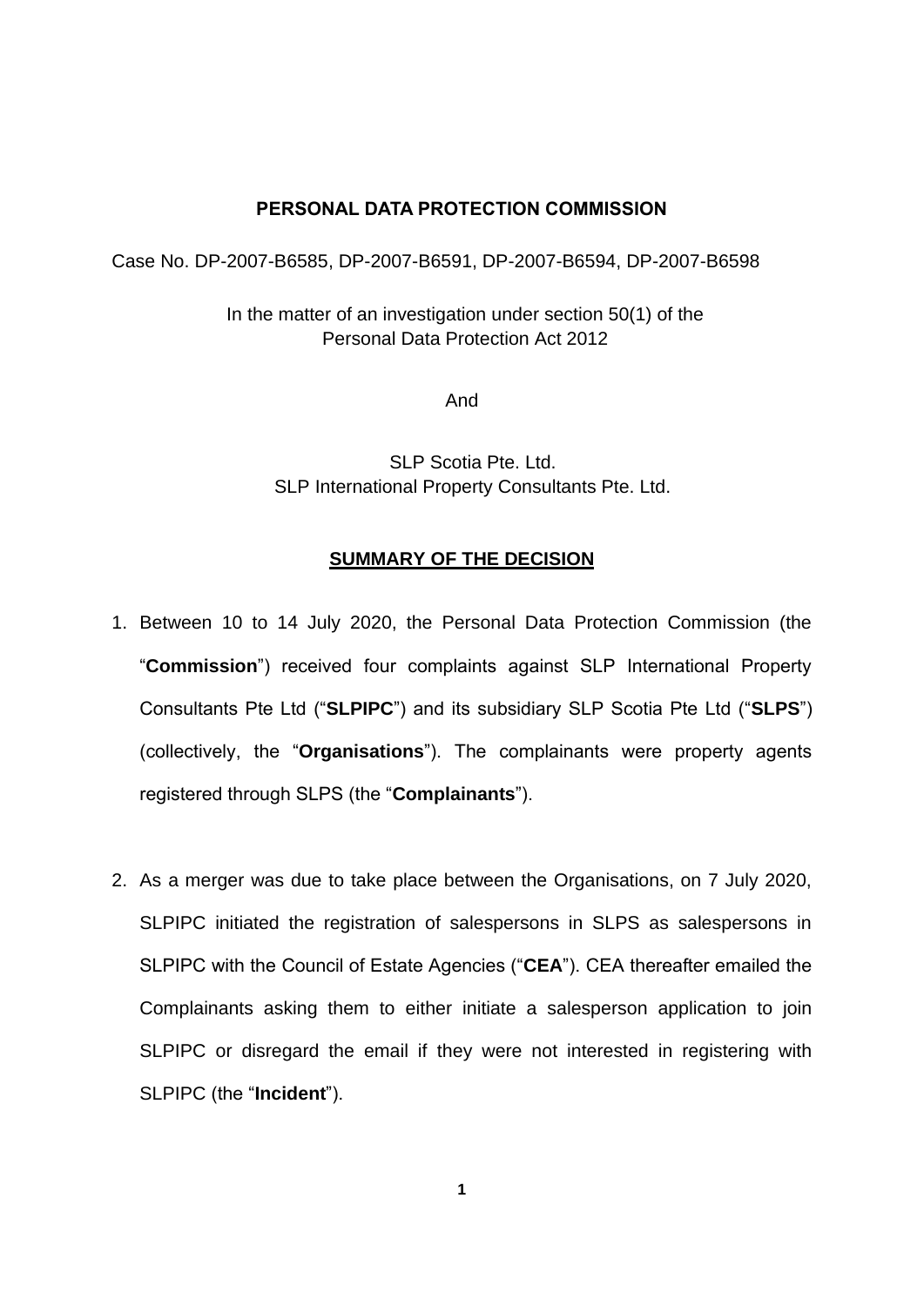**PERSONAL DATA PROTECTION COMMISSION**

Case No. DP-2007-B6585, DP-2007-B6591, DP-2007-B6594, DP-2007-B6598

In the matter of an investigation under section 50(1) of the Personal Data Protection Act 2012

And

SLP Scotia Pte. Ltd.
SLP International Property Consultants Pte. Ltd.

## SUMMARY OF THE DECISION

1. Between 10 to 14 July 2020, the Personal Data Protection Commission (the "**Commission**") received four complaints against SLP International Property Consultants Pte Ltd ("**SLPIPC**") and its subsidiary SLP Scotia Pte Ltd ("**SLPS**") (collectively, the "**Organisations**"). The complainants were property agents registered through SLPS (the "**Complainants**").

2. As a merger was due to take place between the Organisations, on 7 July 2020, SLPIPC initiated the registration of salespersons in SLPS as salespersons in SLPIPC with the Council of Estate Agencies ("**CEA**"). CEA thereafter emailed the Complainants asking them to either initiate a salesperson application to join SLPIPC or disregard the email if they were not interested in registering with SLPIPC (the "**Incident**").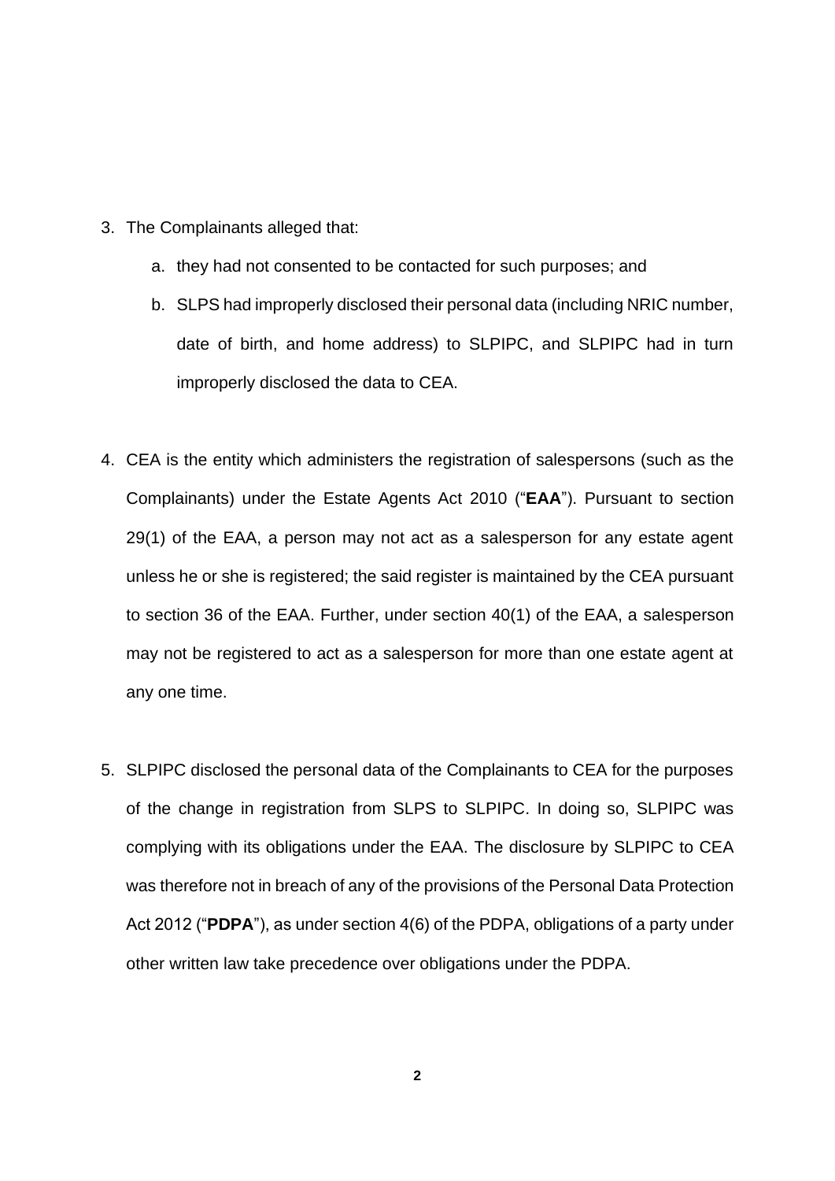3. The Complainants alleged that:

    a. they had not consented to be contacted for such purposes; and

    b. SLPS had improperly disclosed their personal data (including NRIC number, date of birth, and home address) to SLPIPC, and SLPIPC had in turn improperly disclosed the data to CEA.

4. CEA is the entity which administers the registration of salespersons (such as the Complainants) under the Estate Agents Act 2010 ("**EAA**"). Pursuant to section 29(1) of the EAA, a person may not act as a salesperson for any estate agent unless he or she is registered; the said register is maintained by the CEA pursuant to section 36 of the EAA. Further, under section 40(1) of the EAA, a salesperson may not be registered to act as a salesperson for more than one estate agent at any one time.

5. SLPIPC disclosed the personal data of the Complainants to CEA for the purposes of the change in registration from SLPS to SLPIPC. In doing so, SLPIPC was complying with its obligations under the EAA. The disclosure by SLPIPC to CEA was therefore not in breach of any of the provisions of the Personal Data Protection Act 2012 ("**PDPA**"), as under section 4(6) of the PDPA, obligations of a party under other written law take precedence over obligations under the PDPA.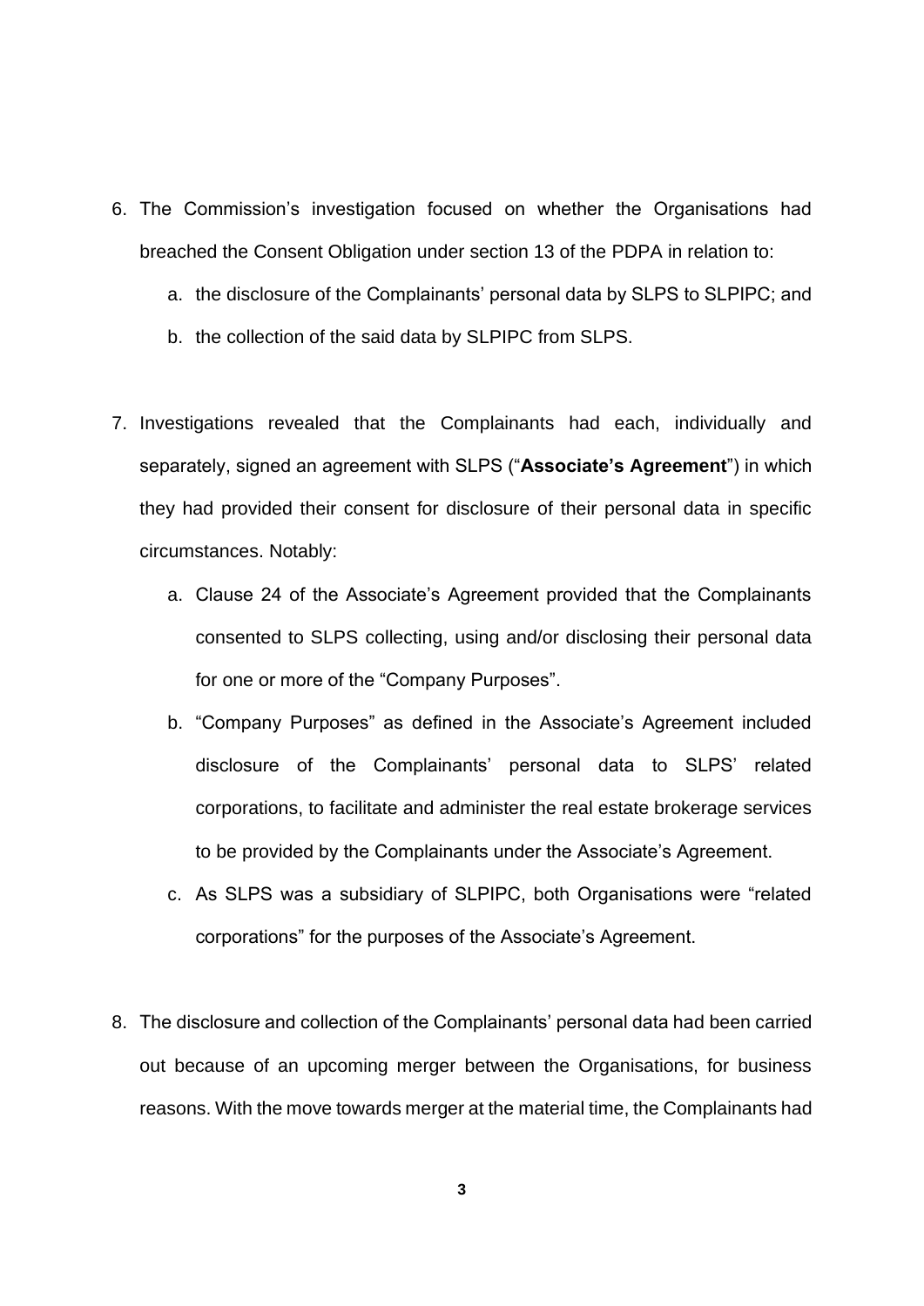6. The Commission's investigation focused on whether the Organisations had breached the Consent Obligation under section 13 of the PDPA in relation to:
   a. the disclosure of the Complainants' personal data by SLPS to SLPIPC; and
   b. the collection of the said data by SLPIPC from SLPS.

7. Investigations revealed that the Complainants had each, individually and separately, signed an agreement with SLPS ("**Associate's Agreement**") in which they had provided their consent for disclosure of their personal data in specific circumstances. Notably:
   a. Clause 24 of the Associate's Agreement provided that the Complainants consented to SLPS collecting, using and/or disclosing their personal data for one or more of the "Company Purposes".
   b. "Company Purposes" as defined in the Associate's Agreement included disclosure of the Complainants' personal data to SLPS' related corporations, to facilitate and administer the real estate brokerage services to be provided by the Complainants under the Associate's Agreement.
   c. As SLPS was a subsidiary of SLPIPC, both Organisations were "related corporations" for the purposes of the Associate's Agreement.

8. The disclosure and collection of the Complainants' personal data had been carried out because of an upcoming merger between the Organisations, for business reasons. With the move towards merger at the material time, the Complainants had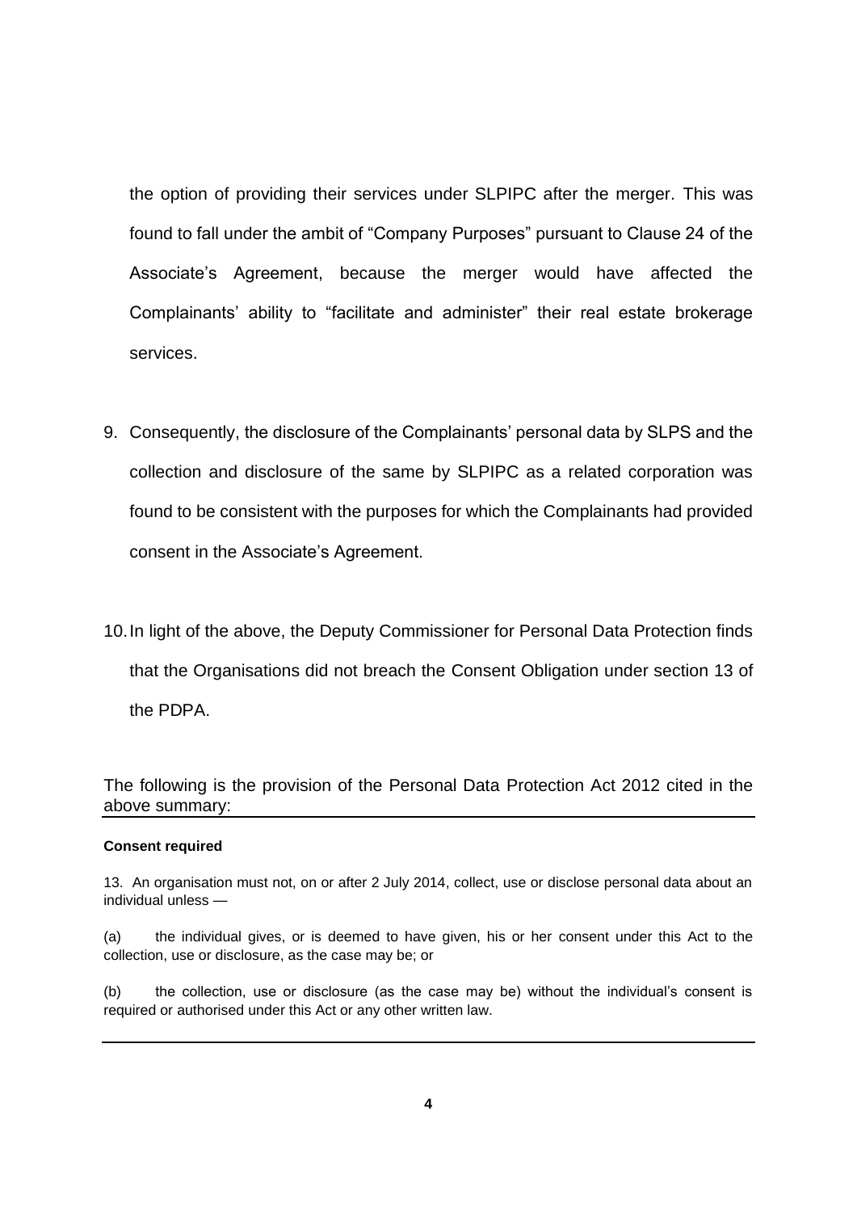the option of providing their services under SLPIPC after the merger. This was found to fall under the ambit of "Company Purposes" pursuant to Clause 24 of the Associate's Agreement, because the merger would have affected the Complainants' ability to "facilitate and administer" their real estate brokerage services.

9. Consequently, the disclosure of the Complainants' personal data by SLPS and the collection and disclosure of the same by SLPIPC as a related corporation was found to be consistent with the purposes for which the Complainants had provided consent in the Associate's Agreement.

10. In light of the above, the Deputy Commissioner for Personal Data Protection finds that the Organisations did not breach the Consent Obligation under section 13 of the PDPA.

The following is the provision of the Personal Data Protection Act 2012 cited in the above summary:

---

**Consent required**

13. An organisation must not, on or after 2 July 2014, collect, use or disclose personal data about an individual unless —

(a) the individual gives, or is deemed to have given, his or her consent under this Act to the collection, use or disclosure, as the case may be; or

(b) the collection, use or disclosure (as the case may be) without the individual's consent is required or authorised under this Act or any other written law.

---